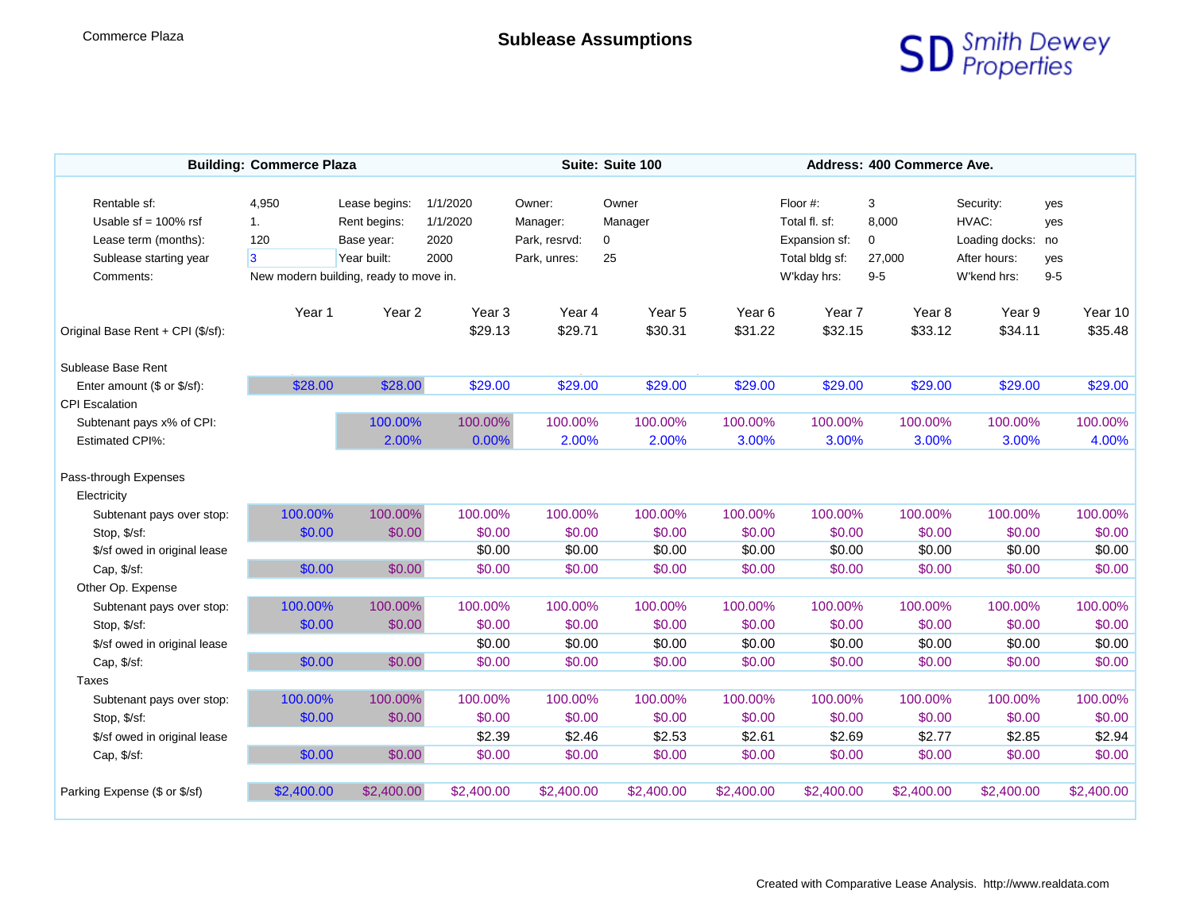Commerce Plaza

# Sublease Assumptions

Smith Dewey Properties

**Building: Commerce Plaza** | **Suite: Suite 100** | **Address: 400 Commerce Ave.**

| | | | | | | | | | |
|---|---|---|---|---|---|---|---|---|---|
| Rentable sf: | 4,950 | Lease begins: | 1/1/2020 | Owner: | Owner | Floor #: | 3 | Security: | yes |
| Usable sf = 100% rsf | 1. | Rent begins: | 1/1/2020 | Manager: | Manager | Total fl. sf: | 8,000 | HVAC: | yes |
| Lease term (months): | 120 | Base year: | 2020 | Park, resrvd: | 0 | Expansion sf: | 0 | Loading docks: | no |
| Sublease starting year | 3 | Year built: | 2000 | Park, unres: | 25 | Total bldg sf: | 27,000 | After hours: | yes |
| Comments: | New modern building, ready to move in. | | | | | W'kday hrs: | 9-5 | W'kend hrs: | 9-5 |

| | Year 1 | Year 2 | Year 3 | Year 4 | Year 5 | Year 6 | Year 7 | Year 8 | Year 9 | Year 10 |
|---|---|---|---|---|---|---|---|---|---|---|
| Original Base Rent + CPI ($/sf): | | | $29.13 | $29.71 | $30.31 | $31.22 | $32.15 | $33.12 | $34.11 | $35.48 |
| Sublease Base Rent | | | | | | | | | | |
| Enter amount ($ or $/sf): | $28.00 | $28.00 | $29.00 | $29.00 | $29.00 | $29.00 | $29.00 | $29.00 | $29.00 | $29.00 |
| CPI Escalation | | | | | | | | | | |
| Subtenant pays x% of CPI: | | 100.00% | 100.00% | 100.00% | 100.00% | 100.00% | 100.00% | 100.00% | 100.00% | 100.00% |
| Estimated CPI%: | | 2.00% | 0.00% | 2.00% | 2.00% | 3.00% | 3.00% | 3.00% | 3.00% | 4.00% |
| Pass-through Expenses | | | | | | | | | | |
| Electricity | | | | | | | | | | |
| Subtenant pays over stop: | 100.00% | 100.00% | 100.00% | 100.00% | 100.00% | 100.00% | 100.00% | 100.00% | 100.00% | 100.00% |
| Stop, $/sf: | $0.00 | $0.00 | $0.00 | $0.00 | $0.00 | $0.00 | $0.00 | $0.00 | $0.00 | $0.00 |
| $/sf owed in original lease | | | $0.00 | $0.00 | $0.00 | $0.00 | $0.00 | $0.00 | $0.00 | $0.00 |
| Cap, $/sf: | $0.00 | $0.00 | $0.00 | $0.00 | $0.00 | $0.00 | $0.00 | $0.00 | $0.00 | $0.00 |
| Other Op. Expense | | | | | | | | | | |
| Subtenant pays over stop: | 100.00% | 100.00% | 100.00% | 100.00% | 100.00% | 100.00% | 100.00% | 100.00% | 100.00% | 100.00% |
| Stop, $/sf: | $0.00 | $0.00 | $0.00 | $0.00 | $0.00 | $0.00 | $0.00 | $0.00 | $0.00 | $0.00 |
| $/sf owed in original lease | | | $0.00 | $0.00 | $0.00 | $0.00 | $0.00 | $0.00 | $0.00 | $0.00 |
| Cap, $/sf: | $0.00 | $0.00 | $0.00 | $0.00 | $0.00 | $0.00 | $0.00 | $0.00 | $0.00 | $0.00 |
| Taxes | | | | | | | | | | |
| Subtenant pays over stop: | 100.00% | 100.00% | 100.00% | 100.00% | 100.00% | 100.00% | 100.00% | 100.00% | 100.00% | 100.00% |
| Stop, $/sf: | $0.00 | $0.00 | $0.00 | $0.00 | $0.00 | $0.00 | $0.00 | $0.00 | $0.00 | $0.00 |
| $/sf owed in original lease | | | $2.39 | $2.46 | $2.53 | $2.61 | $2.69 | $2.77 | $2.85 | $2.94 |
| Cap, $/sf: | $0.00 | $0.00 | $0.00 | $0.00 | $0.00 | $0.00 | $0.00 | $0.00 | $0.00 | $0.00 |
| Parking Expense ($ or $/sf) | $2,400.00 | $2,400.00 | $2,400.00 | $2,400.00 | $2,400.00 | $2,400.00 | $2,400.00 | $2,400.00 | $2,400.00 | $2,400.00 |

Created with Comparative Lease Analysis. http://www.realdata.com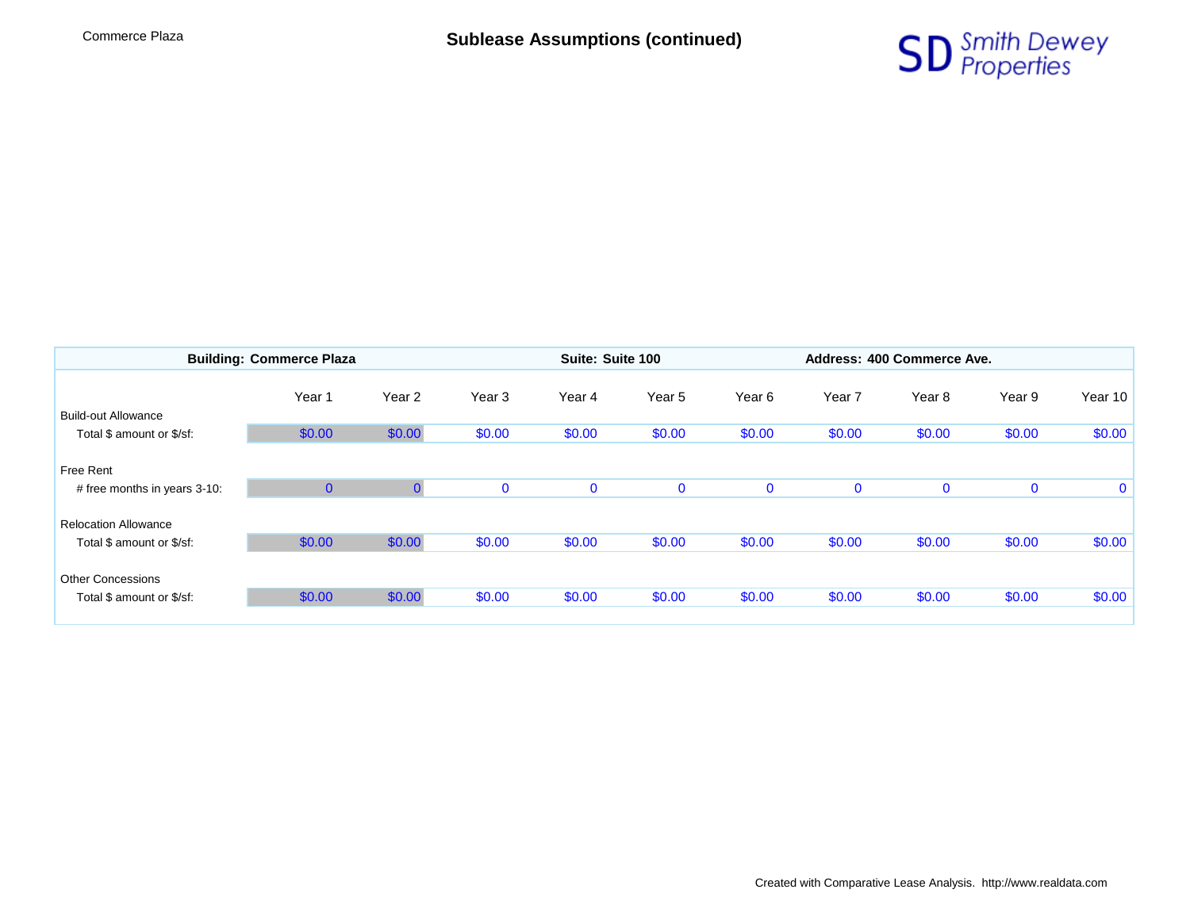# Sublease Assumptions (continued)

**Building:** Commerce Plaza  **Suite:** Suite 100  **Address:** 400 Commerce Ave.

| | Year 1 | Year 2 | Year 3 | Year 4 | Year 5 | Year 6 | Year 7 | Year 8 | Year 9 | Year 10 |
|---|---|---|---|---|---|---|---|---|---|---|
| **Build-out Allowance** | | | | | | | | | | |
| Total $ amount or $/sf: | $0.00 | $0.00 | $0.00 | $0.00 | $0.00 | $0.00 | $0.00 | $0.00 | $0.00 | $0.00 |
| **Free Rent** | | | | | | | | | | |
| # free months in years 3-10: | 0 | 0 | 0 | 0 | 0 | 0 | 0 | 0 | 0 | 0 |
| **Relocation Allowance** | | | | | | | | | | |
| Total $ amount or $/sf: | $0.00 | $0.00 | $0.00 | $0.00 | $0.00 | $0.00 | $0.00 | $0.00 | $0.00 | $0.00 |
| **Other Concessions** | | | | | | | | | | |
| Total $ amount or $/sf: | $0.00 | $0.00 | $0.00 | $0.00 | $0.00 | $0.00 | $0.00 | $0.00 | $0.00 | $0.00 |

Created with Comparative Lease Analysis. http://www.realdata.com